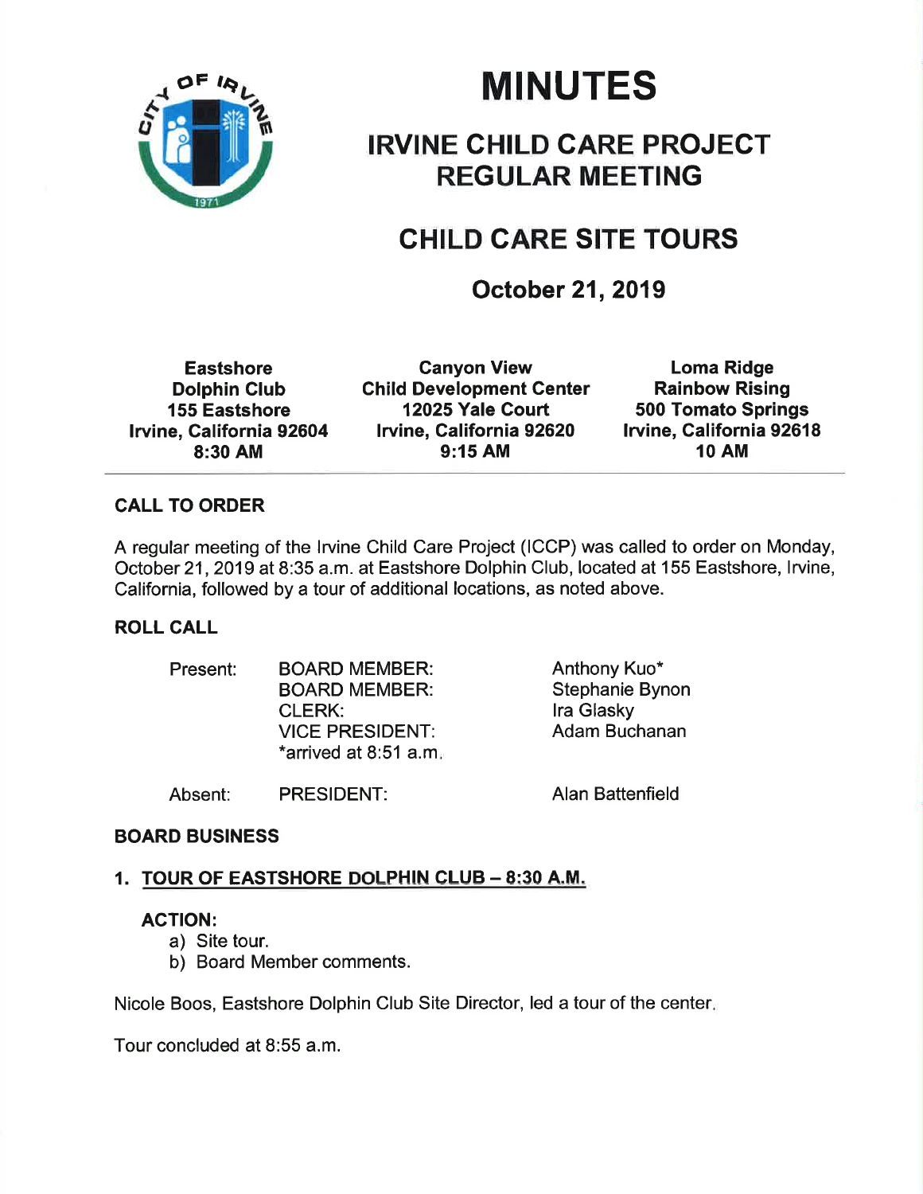# MINUTES

## IRVINE CHILD CARE PROJECT REGULAR MEETING

## CHILD CARE SITE TOURS

### October 21, 2019

| Eastshore Dolphin Club | Canyon View Child Development Center | Loma Ridge Rainbow Rising |
|---|---|---|
| 155 Eastshore | 12025 Yale Court | 500 Tomato Springs |
| Irvine, California 92604 | Irvine, California 92620 | Irvine, California 92618 |
| 8:30 AM | 9:15 AM | 10 AM |

**CALL TO ORDER**

A regular meeting of the Irvine Child Care Project (ICCP) was called to order on Monday, October 21, 2019 at 8:35 a.m. at Eastshore Dolphin Club, located at 155 Eastshore, Irvine, California, followed by a tour of additional locations, as noted above.

**ROLL CALL**

| | | |
|---|---|---|
| Present: | BOARD MEMBER: | Anthony Kuo* |
| | BOARD MEMBER: | Stephanie Bynon |
| | CLERK: | Ira Glasky |
| | VICE PRESIDENT: | Adam Buchanan |
| | *arrived at 8:51 a.m. | |
| Absent: | PRESIDENT: | Alan Battenfield |

**BOARD BUSINESS**

1. **TOUR OF EASTSHORE DOLPHIN CLUB – 8:30 A.M.**

   **ACTION:**
   a) Site tour.
   b) Board Member comments.

Nicole Boos, Eastshore Dolphin Club Site Director, led a tour of the center.

Tour concluded at 8:55 a.m.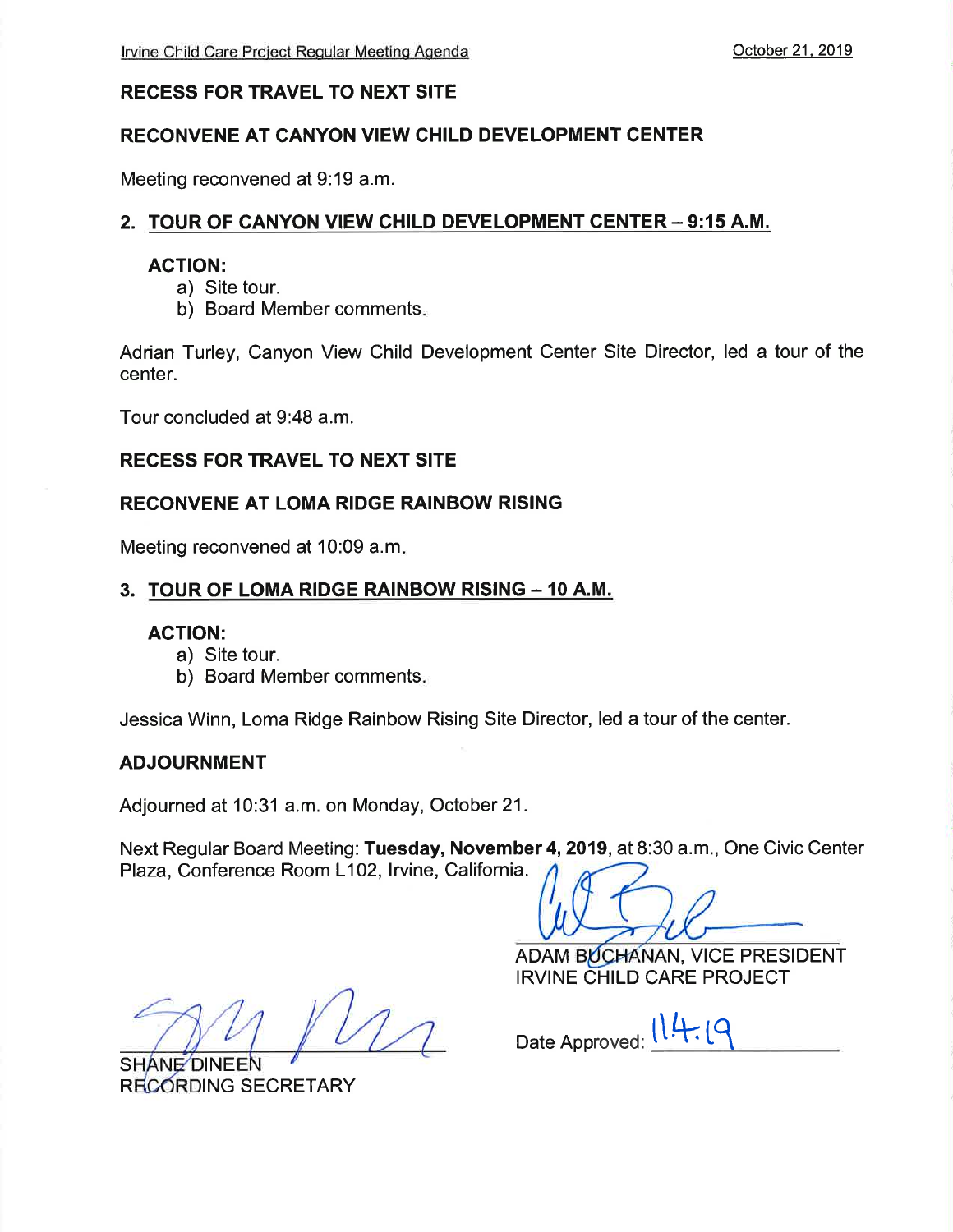**RECESS FOR TRAVEL TO NEXT SITE**

**RECONVENE AT CANYON VIEW CHILD DEVELOPMENT CENTER**

Meeting reconvened at 9:19 a.m.

## 2. TOUR OF CANYON VIEW CHILD DEVELOPMENT CENTER – 9:15 A.M.

**ACTION:**

a) Site tour.
b) Board Member comments.

Adrian Turley, Canyon View Child Development Center Site Director, led a tour of the center.

Tour concluded at 9:48 a.m.

**RECESS FOR TRAVEL TO NEXT SITE**

**RECONVENE AT LOMA RIDGE RAINBOW RISING**

Meeting reconvened at 10:09 a.m.

## 3. TOUR OF LOMA RIDGE RAINBOW RISING – 10 A.M.

**ACTION:**

a) Site tour.
b) Board Member comments.

Jessica Winn, Loma Ridge Rainbow Rising Site Director, led a tour of the center.

**ADJOURNMENT**

Adjourned at 10:31 a.m. on Monday, October 21.

Next Regular Board Meeting: **Tuesday, November 4, 2019**, at 8:30 a.m., One Civic Center Plaza, Conference Room L102, Irvine, California.

ADAM BUCHANAN, VICE PRESIDENT
IRVINE CHILD CARE PROJECT

SHANE DINEEN
RECORDING SECRETARY

Date Approved: 11.4.19